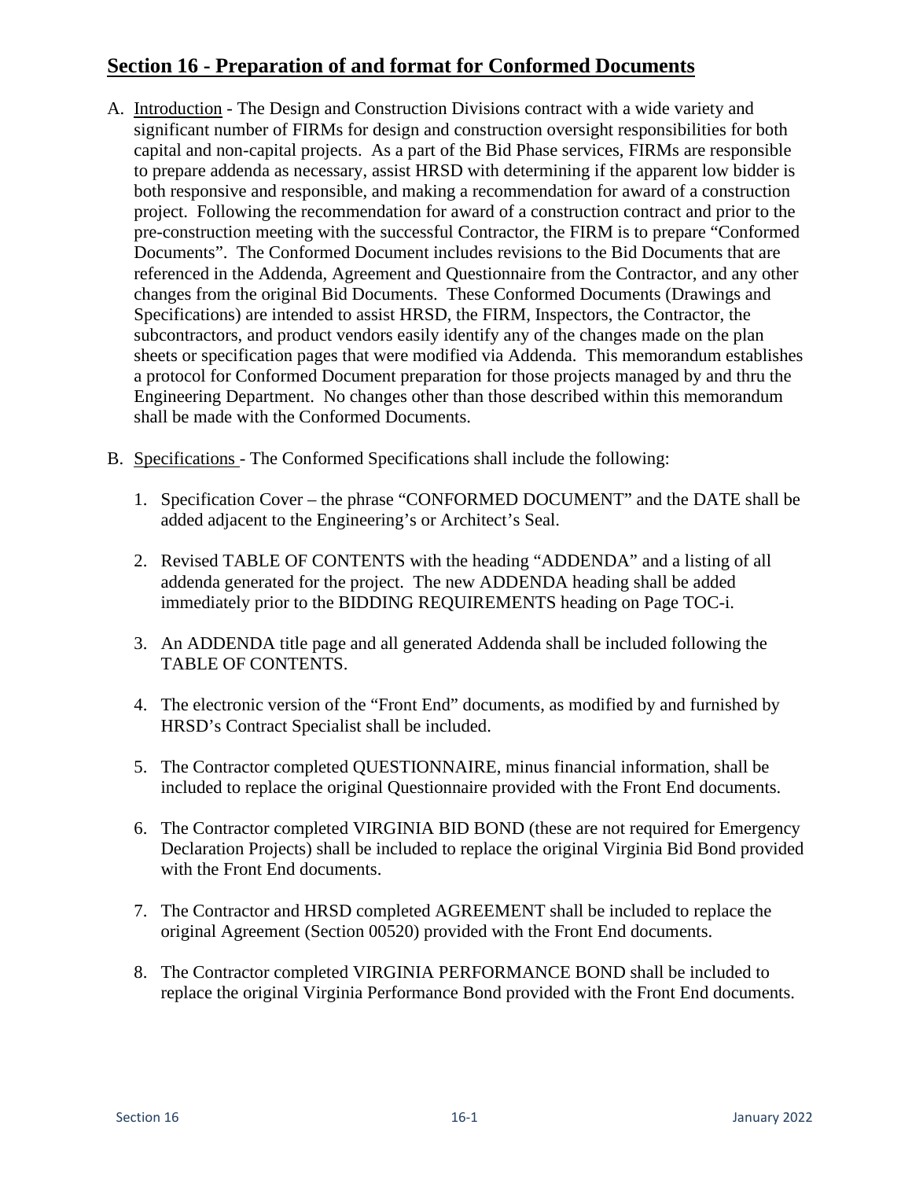## Section 16 - Preparation of and format for Conformed Documents

A. Introduction - The Design and Construction Divisions contract with a wide variety and significant number of FIRMs for design and construction oversight responsibilities for both capital and non-capital projects. As a part of the Bid Phase services, FIRMs are responsible to prepare addenda as necessary, assist HRSD with determining if the apparent low bidder is both responsive and responsible, and making a recommendation for award of a construction project. Following the recommendation for award of a construction contract and prior to the pre-construction meeting with the successful Contractor, the FIRM is to prepare "Conformed Documents". The Conformed Document includes revisions to the Bid Documents that are referenced in the Addenda, Agreement and Questionnaire from the Contractor, and any other changes from the original Bid Documents. These Conformed Documents (Drawings and Specifications) are intended to assist HRSD, the FIRM, Inspectors, the Contractor, the subcontractors, and product vendors easily identify any of the changes made on the plan sheets or specification pages that were modified via Addenda. This memorandum establishes a protocol for Conformed Document preparation for those projects managed by and thru the Engineering Department. No changes other than those described within this memorandum shall be made with the Conformed Documents.

B. Specifications - The Conformed Specifications shall include the following:

   1. Specification Cover – the phrase "CONFORMED DOCUMENT" and the DATE shall be added adjacent to the Engineering's or Architect's Seal.

   2. Revised TABLE OF CONTENTS with the heading "ADDENDA" and a listing of all addenda generated for the project. The new ADDENDA heading shall be added immediately prior to the BIDDING REQUIREMENTS heading on Page TOC-i.

   3. An ADDENDA title page and all generated Addenda shall be included following the TABLE OF CONTENTS.

   4. The electronic version of the "Front End" documents, as modified by and furnished by HRSD's Contract Specialist shall be included.

   5. The Contractor completed QUESTIONNAIRE, minus financial information, shall be included to replace the original Questionnaire provided with the Front End documents.

   6. The Contractor completed VIRGINIA BID BOND (these are not required for Emergency Declaration Projects) shall be included to replace the original Virginia Bid Bond provided with the Front End documents.

   7. The Contractor and HRSD completed AGREEMENT shall be included to replace the original Agreement (Section 00520) provided with the Front End documents.

   8. The Contractor completed VIRGINIA PERFORMANCE BOND shall be included to replace the original Virginia Performance Bond provided with the Front End documents.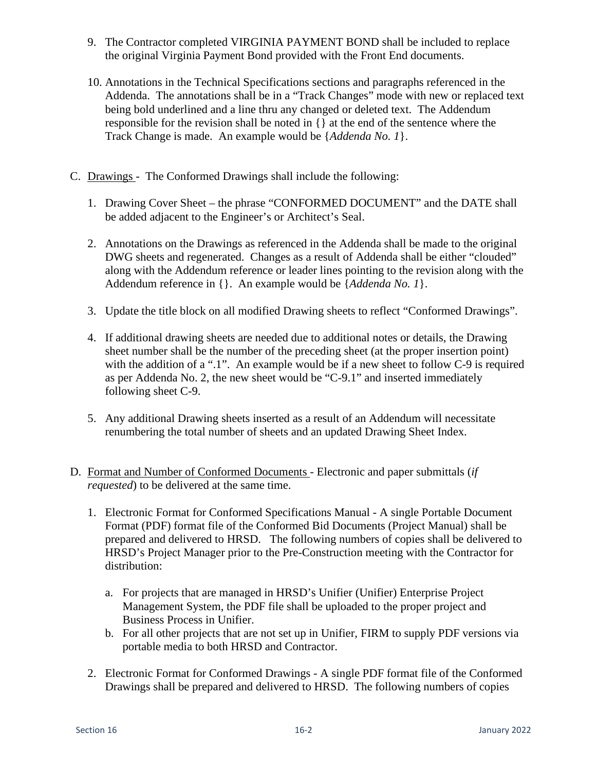9. The Contractor completed VIRGINIA PAYMENT BOND shall be included to replace the original Virginia Payment Bond provided with the Front End documents.

10. Annotations in the Technical Specifications sections and paragraphs referenced in the Addenda. The annotations shall be in a "Track Changes" mode with new or replaced text being bold underlined and a line thru any changed or deleted text. The Addendum responsible for the revision shall be noted in {} at the end of the sentence where the Track Change is made. An example would be {*Addenda No. 1*}.

C. <u>Drawings</u> - The Conformed Drawings shall include the following:

1. Drawing Cover Sheet – the phrase "CONFORMED DOCUMENT" and the DATE shall be added adjacent to the Engineer's or Architect's Seal.

2. Annotations on the Drawings as referenced in the Addenda shall be made to the original DWG sheets and regenerated. Changes as a result of Addenda shall be either "clouded" along with the Addendum reference or leader lines pointing to the revision along with the Addendum reference in {}. An example would be {*Addenda No. 1*}.

3. Update the title block on all modified Drawing sheets to reflect "Conformed Drawings".

4. If additional drawing sheets are needed due to additional notes or details, the Drawing sheet number shall be the number of the preceding sheet (at the proper insertion point) with the addition of a ".1". An example would be if a new sheet to follow C-9 is required as per Addenda No. 2, the new sheet would be "C-9.1" and inserted immediately following sheet C-9.

5. Any additional Drawing sheets inserted as a result of an Addendum will necessitate renumbering the total number of sheets and an updated Drawing Sheet Index.

D. <u>Format and Number of Conformed Documents</u> - Electronic and paper submittals (*if requested*) to be delivered at the same time.

1. Electronic Format for Conformed Specifications Manual - A single Portable Document Format (PDF) format file of the Conformed Bid Documents (Project Manual) shall be prepared and delivered to HRSD. The following numbers of copies shall be delivered to HRSD's Project Manager prior to the Pre-Construction meeting with the Contractor for distribution:

   a. For projects that are managed in HRSD's Unifier (Unifier) Enterprise Project Management System, the PDF file shall be uploaded to the proper project and Business Process in Unifier.
   b. For all other projects that are not set up in Unifier, FIRM to supply PDF versions via portable media to both HRSD and Contractor.

2. Electronic Format for Conformed Drawings - A single PDF format file of the Conformed Drawings shall be prepared and delivered to HRSD. The following numbers of copies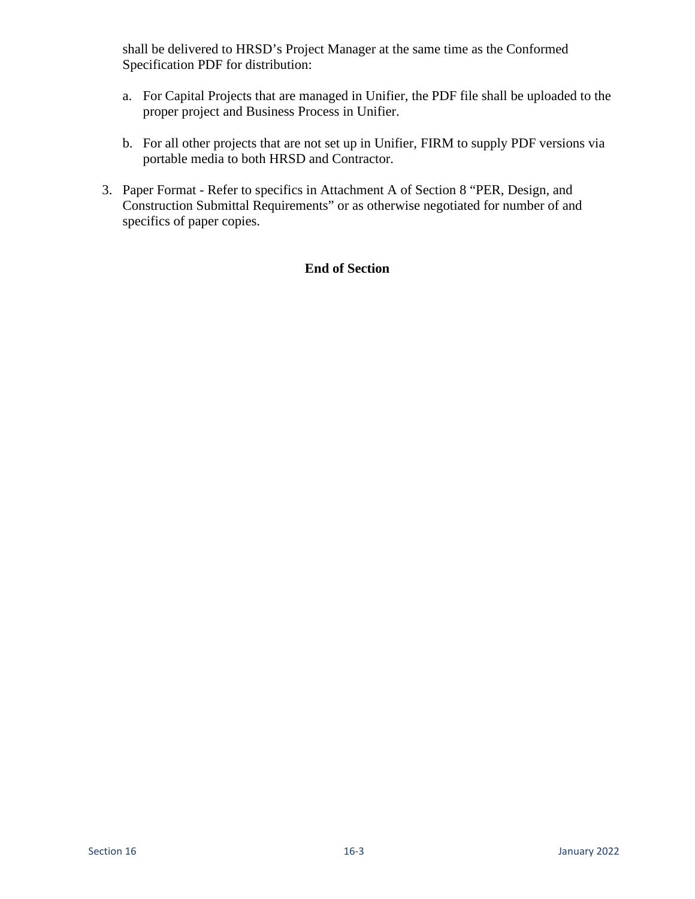shall be delivered to HRSD's Project Manager at the same time as the Conformed Specification PDF for distribution:

a. For Capital Projects that are managed in Unifier, the PDF file shall be uploaded to the proper project and Business Process in Unifier.

b. For all other projects that are not set up in Unifier, FIRM to supply PDF versions via portable media to both HRSD and Contractor.

3. Paper Format - Refer to specifics in Attachment A of Section 8 "PER, Design, and Construction Submittal Requirements" or as otherwise negotiated for number of and specifics of paper copies.

**End of Section**